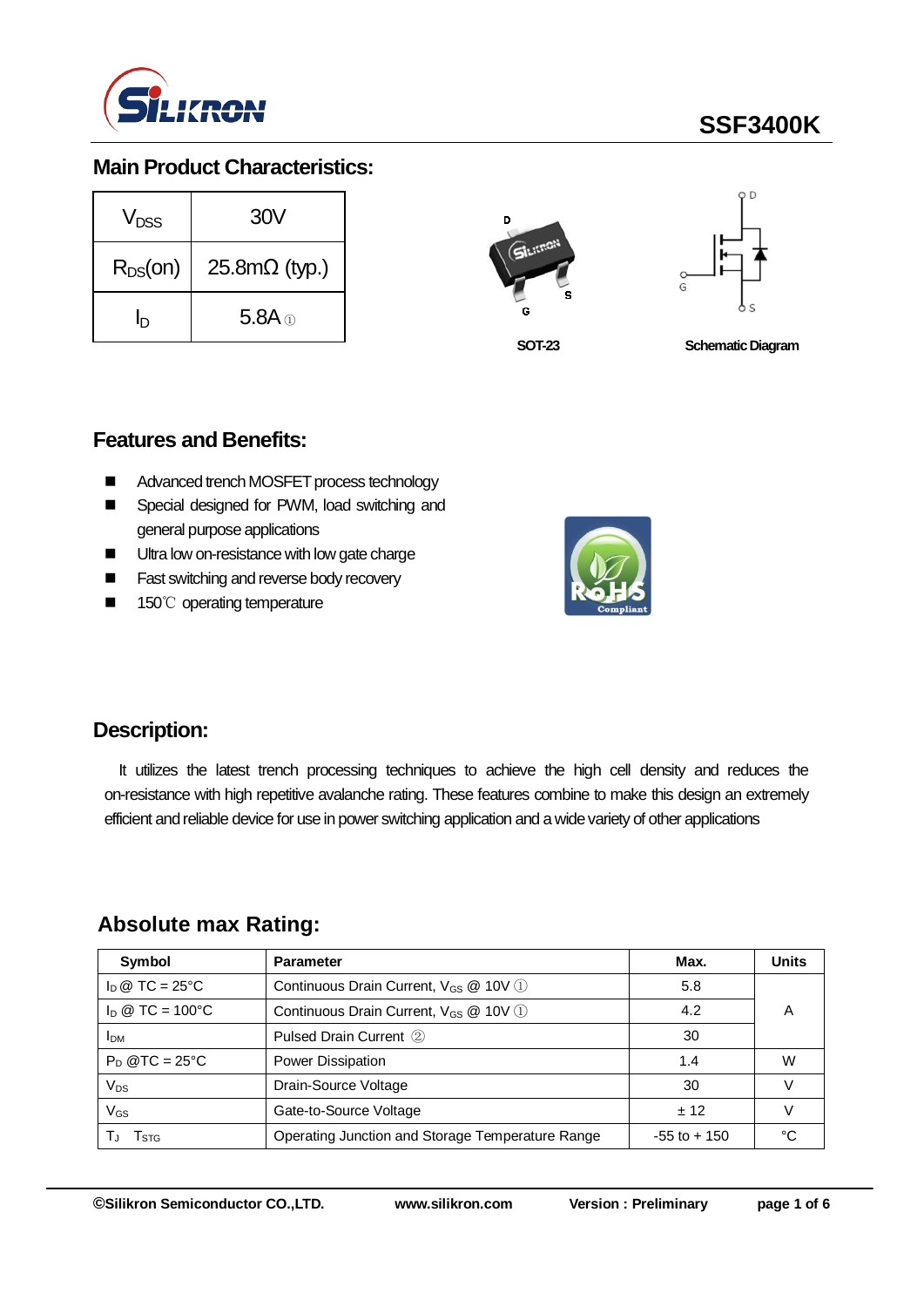# SSF3400K

## Main Product Characteristics:

| | |
|---|---|
| $V_{DSS}$ | 30V |
| $R_{DS}(on)$ | 25.8mΩ (typ.) |
| $I_D$ | 5.8A ① |

SOT-23

Schematic Diagram

## Features and Benefits:

- Advanced trench MOSFET process technology
- Special designed for PWM, load switching and general purpose applications
- Ultra low on-resistance with low gate charge
- Fast switching and reverse body recovery
- 150℃ operating temperature

## Description:

It utilizes the latest trench processing techniques to achieve the high cell density and reduces the on-resistance with high repetitive avalanche rating. These features combine to make this design an extremely efficient and reliable device for use in power switching application and a wide variety of other applications

## Absolute max Rating:

| Symbol | Parameter | Max. | Units |
|---|---|---|---|
| $I_D$ @ TC = 25°C | Continuous Drain Current, $V_{GS}$ @ 10V ① | 5.8 | A |
| $I_D$ @ TC = 100°C | Continuous Drain Current, $V_{GS}$ @ 10V ① | 4.2 | |
| $I_{DM}$ | Pulsed Drain Current ② | 30 | |
| $P_D$ @TC = 25°C | Power Dissipation | 1.4 | W |
| $V_{DS}$ | Drain-Source Voltage | 30 | V |
| $V_{GS}$ | Gate-to-Source Voltage | ± 12 | V |
| $T_J$ $T_{STG}$ | Operating Junction and Storage Temperature Range | -55 to + 150 | °C |

©Silikron Semiconductor CO.,LTD. www.silikron.com Version : Preliminary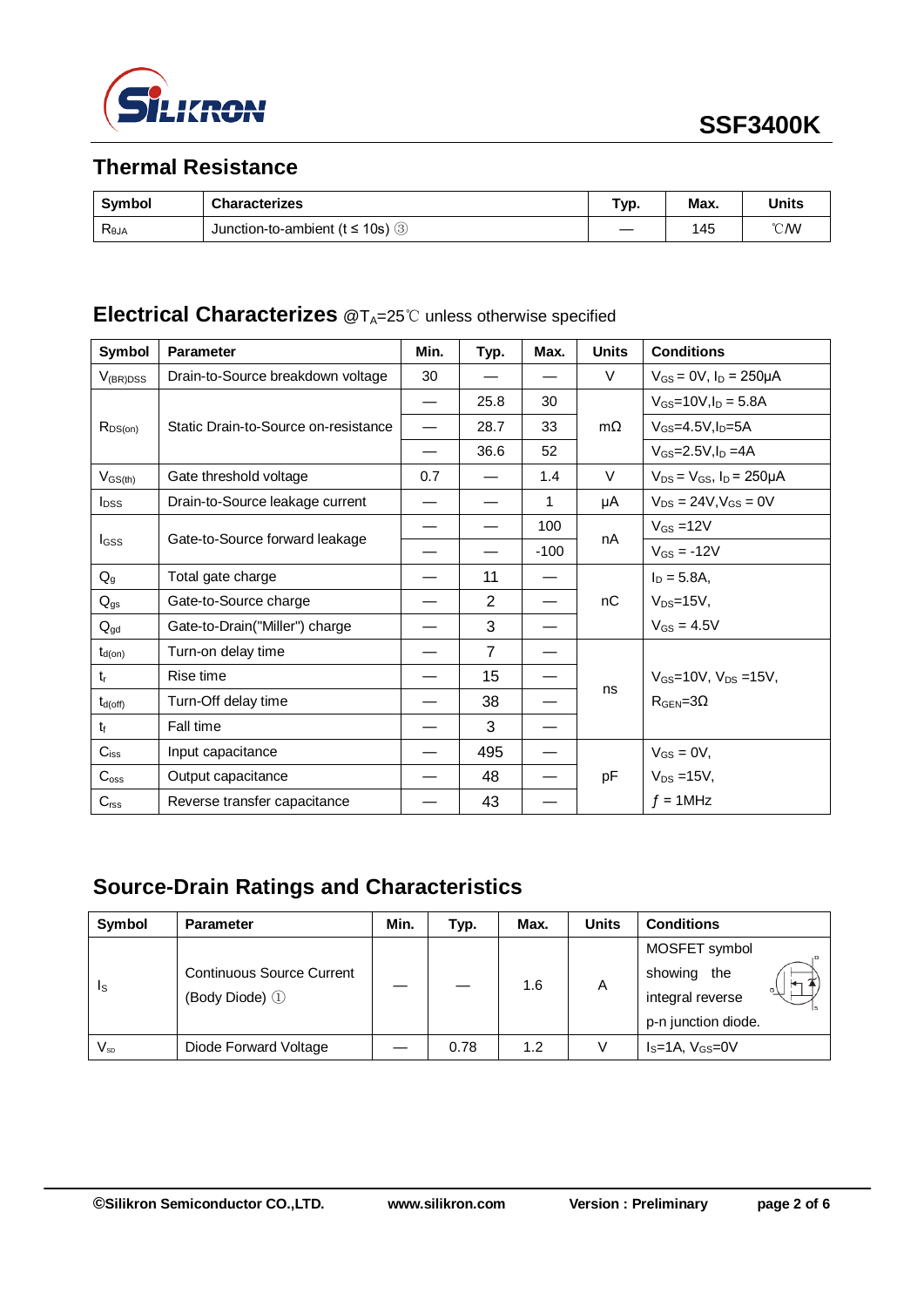## Thermal Resistance

| Symbol | Characterizes | Typ. | Max. | Units |
|---|---|---|---|---|
| $R_{\theta JA}$ | Junction-to-ambient (t ≤ 10s) ③ | — | 145 | ℃/W |

## Electrical Characterizes @$T_A$=25℃ unless otherwise specified

| Symbol | Parameter | Min. | Typ. | Max. | Units | Conditions |
|---|---|---|---|---|---|---|
| $V_{(BR)DSS}$ | Drain-to-Source breakdown voltage | 30 | — | — | V | $V_{GS}$ = 0V, $I_D$ = 250μA |
| $R_{DS(on)}$ | Static Drain-to-Source on-resistance | — | 25.8 | 30 | mΩ | $V_{GS}$=10V,$I_D$ = 5.8A |
| | | — | 28.7 | 33 | | $V_{GS}$=4.5V,$I_D$=5A |
| | | — | 36.6 | 52 | | $V_{GS}$=2.5V,$I_D$ =4A |
| $V_{GS(th)}$ | Gate threshold voltage | 0.7 | — | 1.4 | V | $V_{DS}$ = $V_{GS}$, $I_D$ = 250μA |
| $I_{DSS}$ | Drain-to-Source leakage current | — | — | 1 | μA | $V_{DS}$ = 24V,$V_{GS}$ = 0V |
| $I_{GSS}$ | Gate-to-Source forward leakage | — | — | 100 | nA | $V_{GS}$ =12V |
| | | — | — | -100 | | $V_{GS}$ = -12V |
| $Q_g$ | Total gate charge | — | 11 | — | nC | $I_D$ = 5.8A, |
| $Q_{gs}$ | Gate-to-Source charge | — | 2 | — | | $V_{DS}$=15V, |
| $Q_{gd}$ | Gate-to-Drain("Miller") charge | — | 3 | — | | $V_{GS}$ = 4.5V |
| $t_{d(on)}$ | Turn-on delay time | — | 7 | — | ns | $V_{GS}$=10V, $V_{DS}$ =15V, $R_{GEN}$=3Ω |
| $t_r$ | Rise time | — | 15 | — | | |
| $t_{d(off)}$ | Turn-Off delay time | — | 38 | — | | |
| $t_f$ | Fall time | — | 3 | — | | |
| $C_{iss}$ | Input capacitance | — | 495 | — | pF | $V_{GS}$ = 0V, |
| $C_{oss}$ | Output capacitance | — | 48 | — | | $V_{DS}$ =15V, |
| $C_{rss}$ | Reverse transfer capacitance | — | 43 | — | | $f$ = 1MHz |

## Source-Drain Ratings and Characteristics

| Symbol | Parameter | Min. | Typ. | Max. | Units | Conditions |
|---|---|---|---|---|---|---|
| $I_S$ | Continuous Source Current (Body Diode) ① | — | — | 1.6 | A | MOSFET symbol showing the integral reverse p-n junction diode. |
| $V_{SD}$ | Diode Forward Voltage | — | 0.78 | 1.2 | V | $I_S$=1A, $V_{GS}$=0V |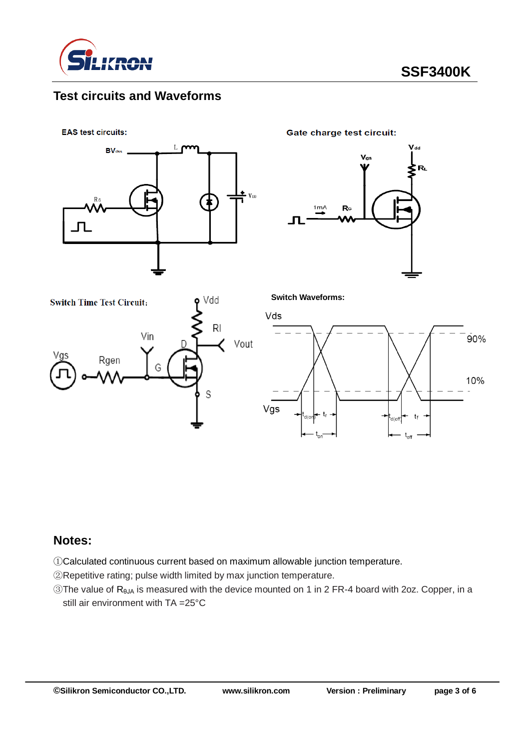## Test circuits and Waveforms

**EAS test circuits:**

**Gate charge test circuit:**

**Switch Time Test Circuit:**

**Switch Waveforms:**

## Notes:

① Calculated continuous current based on maximum allowable junction temperature.

② Repetitive rating; pulse width limited by max junction temperature.

③ The value of $R_{\theta JA}$ is measured with the device mounted on 1 in 2 FR-4 board with 2oz. Copper, in a still air environment with TA =25°C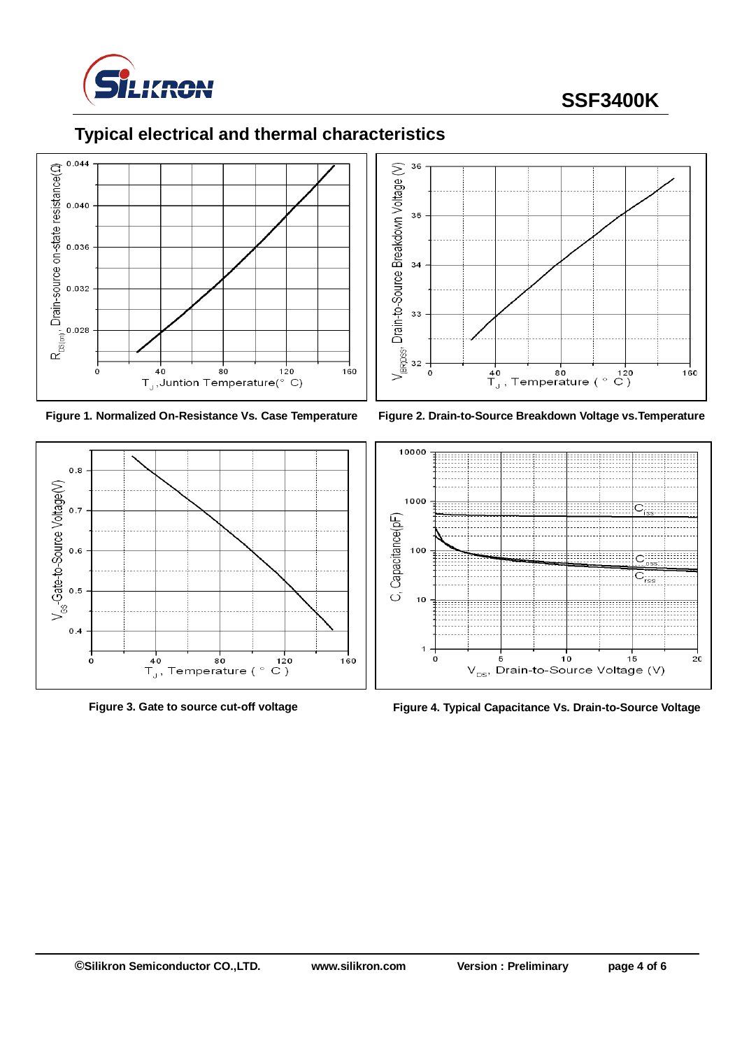## Typical electrical and thermal characteristics

Figure 1. Normalized On-Resistance Vs. Case Temperature

Figure 2. Drain-to-Source Breakdown Voltage vs.Temperature

Figure 3. Gate to source cut-off voltage

Figure 4. Typical Capacitance Vs. Drain-to-Source Voltage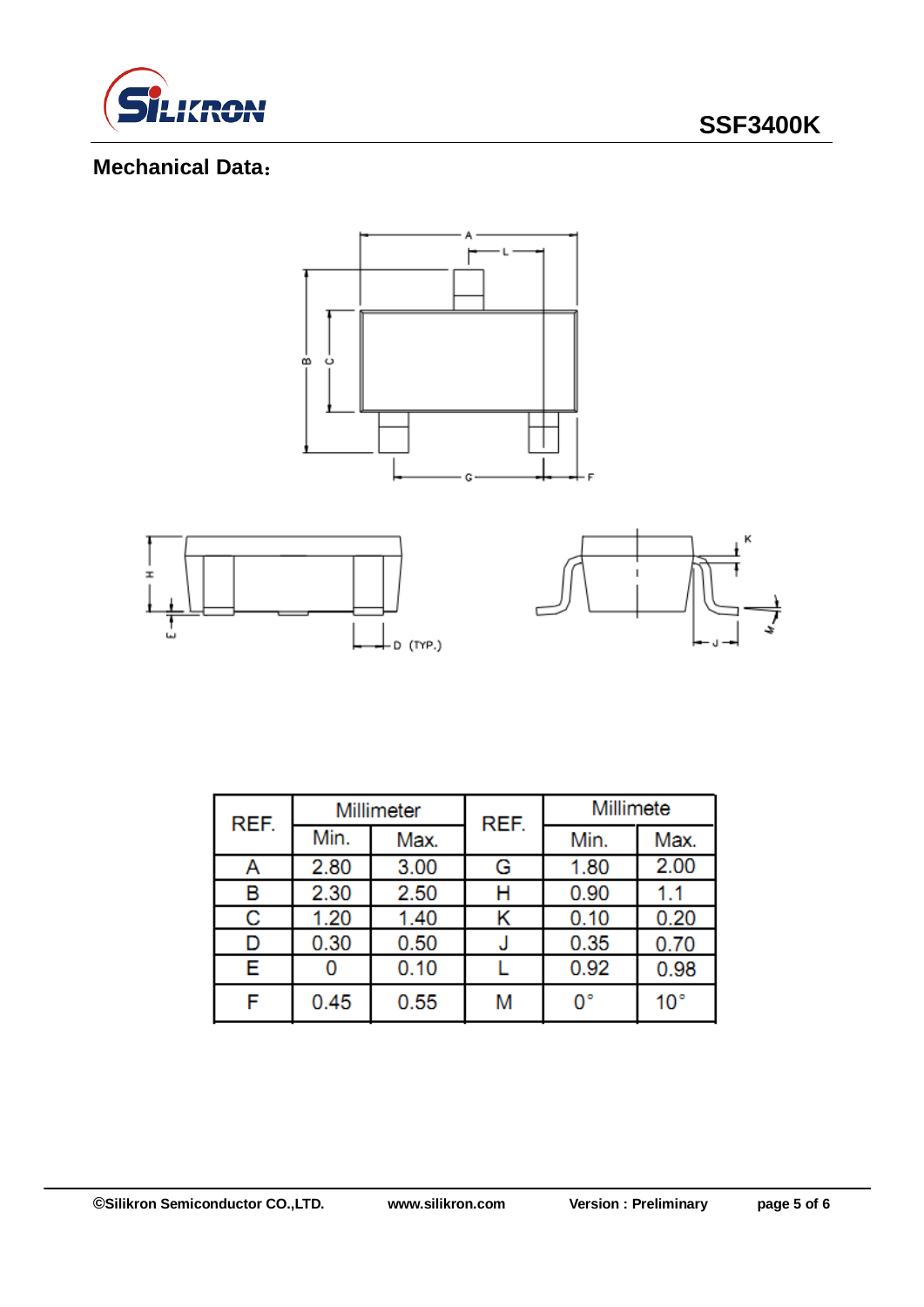## Mechanical Data：

| REF. | Millimeter | | REF. | Millimete | |
|---|---|---|---|---|---|
| | Min. | Max. | | Min. | Max. |
| A | 2.80 | 3.00 | G | 1.80 | 2.00 |
| B | 2.30 | 2.50 | H | 0.90 | 1.1 |
| C | 1.20 | 1.40 | K | 0.10 | 0.20 |
| D | 0.30 | 0.50 | J | 0.35 | 0.70 |
| E | 0 | 0.10 | L | 0.92 | 0.98 |
| F | 0.45 | 0.55 | M | 0° | 10° |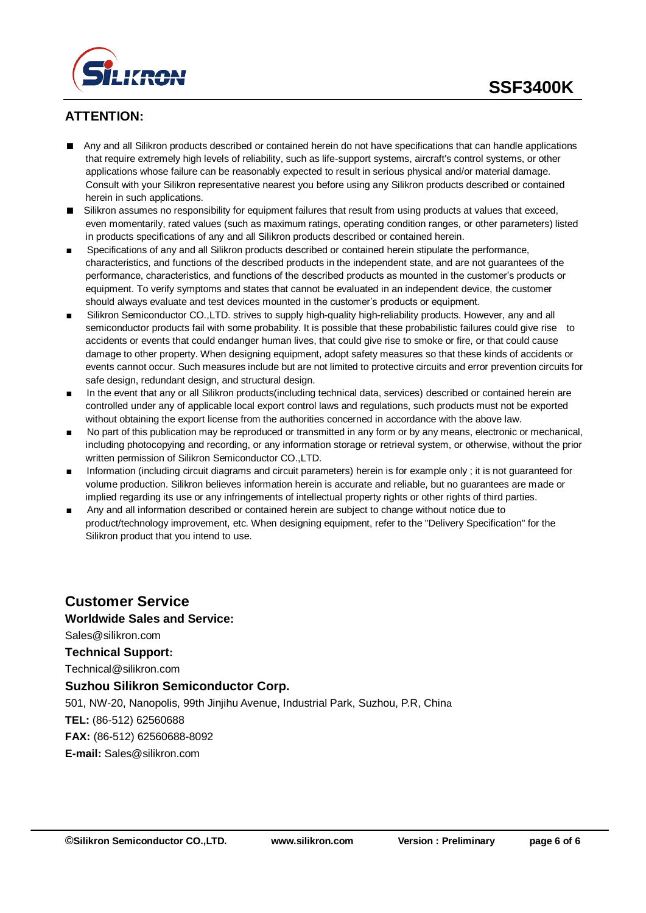## ATTENTION:

- Any and all Silikron products described or contained herein do not have specifications that can handle applications that require extremely high levels of reliability, such as life-support systems, aircraft's control systems, or other applications whose failure can be reasonably expected to result in serious physical and/or material damage. Consult with your Silikron representative nearest you before using any Silikron products described or contained herein in such applications.
- Silikron assumes no responsibility for equipment failures that result from using products at values that exceed, even momentarily, rated values (such as maximum ratings, operating condition ranges, or other parameters) listed in products specifications of any and all Silikron products described or contained herein.
- Specifications of any and all Silikron products described or contained herein stipulate the performance, characteristics, and functions of the described products in the independent state, and are not guarantees of the performance, characteristics, and functions of the described products as mounted in the customer's products or equipment. To verify symptoms and states that cannot be evaluated in an independent device, the customer should always evaluate and test devices mounted in the customer's products or equipment.
- Silikron Semiconductor CO.,LTD. strives to supply high-quality high-reliability products. However, any and all semiconductor products fail with some probability. It is possible that these probabilistic failures could give rise to accidents or events that could endanger human lives, that could give rise to smoke or fire, or that could cause damage to other property. When designing equipment, adopt safety measures so that these kinds of accidents or events cannot occur. Such measures include but are not limited to protective circuits and error prevention circuits for safe design, redundant design, and structural design.
- In the event that any or all Silikron products(including technical data, services) described or contained herein are controlled under any of applicable local export control laws and regulations, such products must not be exported without obtaining the export license from the authorities concerned in accordance with the above law.
- No part of this publication may be reproduced or transmitted in any form or by any means, electronic or mechanical, including photocopying and recording, or any information storage or retrieval system, or otherwise, without the prior written permission of Silikron Semiconductor CO.,LTD.
- Information (including circuit diagrams and circuit parameters) herein is for example only ; it is not guaranteed for volume production. Silikron believes information herein is accurate and reliable, but no guarantees are made or implied regarding its use or any infringements of intellectual property rights or other rights of third parties.
- Any and all information described or contained herein are subject to change without notice due to product/technology improvement, etc. When designing equipment, refer to the "Delivery Specification" for the Silikron product that you intend to use.

## Customer Service

**Worldwide Sales and Service:**

Sales@silikron.com

**Technical Support:**

Technical@silikron.com

**Suzhou Silikron Semiconductor Corp.**

501, NW-20, Nanopolis, 99th Jinjihu Avenue, Industrial Park, Suzhou, P.R, China

**TEL:** (86-512) 62560688

**FAX:** (86-512) 62560688-8092

**E-mail:** Sales@silikron.com